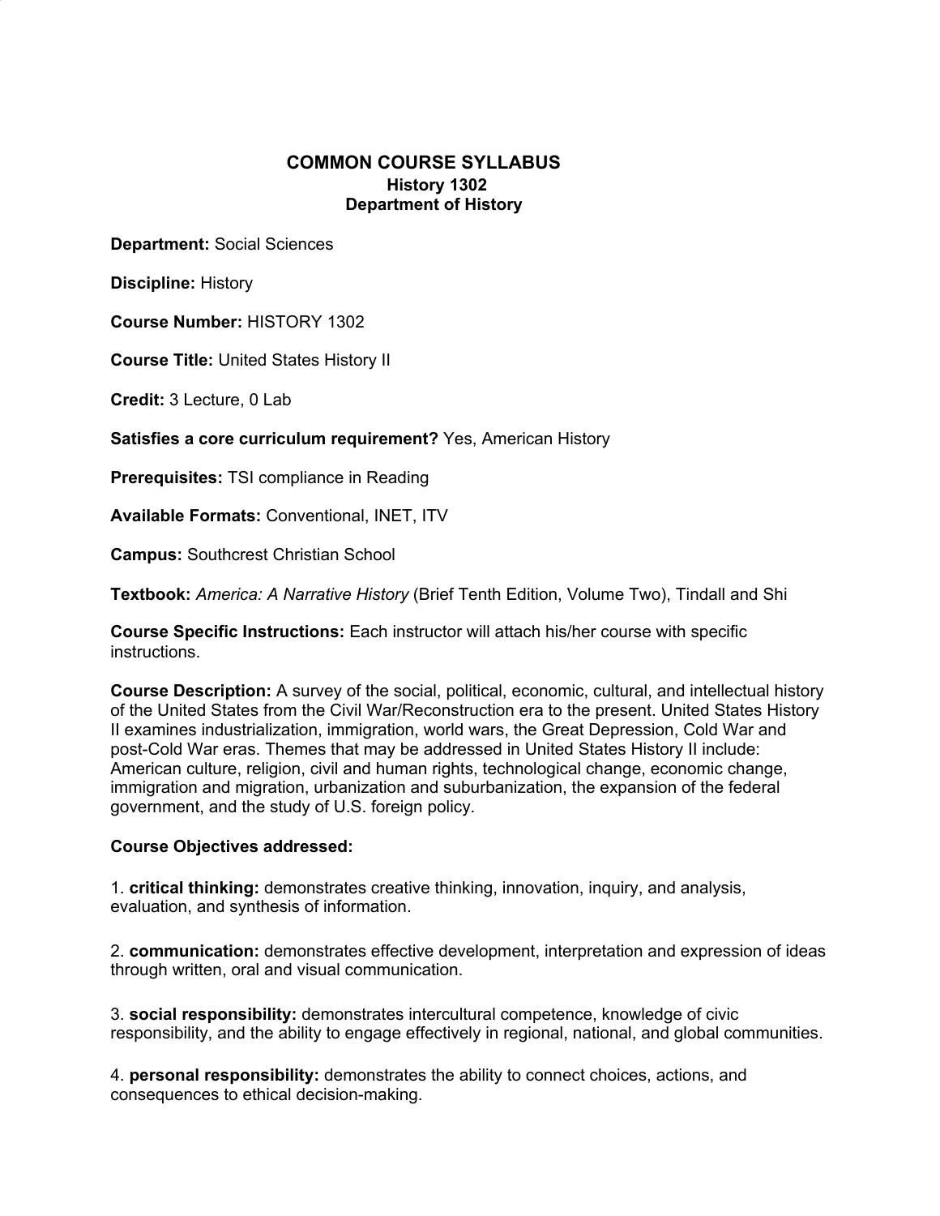# COMMON COURSE SYLLABUS

## History 1302

## Department of History

**Department:** Social Sciences

**Discipline:** History

**Course Number:** HISTORY 1302

**Course Title:** United States History II

**Credit:** 3 Lecture, 0 Lab

**Satisfies a core curriculum requirement?** Yes, American History

**Prerequisites:** TSI compliance in Reading

**Available Formats:** Conventional, INET, ITV

**Campus:** Southcrest Christian School

**Textbook:** *America: A Narrative History* (Brief Tenth Edition, Volume Two), Tindall and Shi

**Course Specific Instructions:** Each instructor will attach his/her course with specific instructions.

**Course Description:** A survey of the social, political, economic, cultural, and intellectual history of the United States from the Civil War/Reconstruction era to the present. United States History II examines industrialization, immigration, world wars, the Great Depression, Cold War and post-Cold War eras. Themes that may be addressed in United States History II include: American culture, religion, civil and human rights, technological change, economic change, immigration and migration, urbanization and suburbanization, the expansion of the federal government, and the study of U.S. foreign policy.

**Course Objectives addressed:**

1. **critical thinking:** demonstrates creative thinking, innovation, inquiry, and analysis, evaluation, and synthesis of information.

2. **communication:** demonstrates effective development, interpretation and expression of ideas through written, oral and visual communication.

3. **social responsibility:** demonstrates intercultural competence, knowledge of civic responsibility, and the ability to engage effectively in regional, national, and global communities.

4. **personal responsibility:** demonstrates the ability to connect choices, actions, and consequences to ethical decision-making.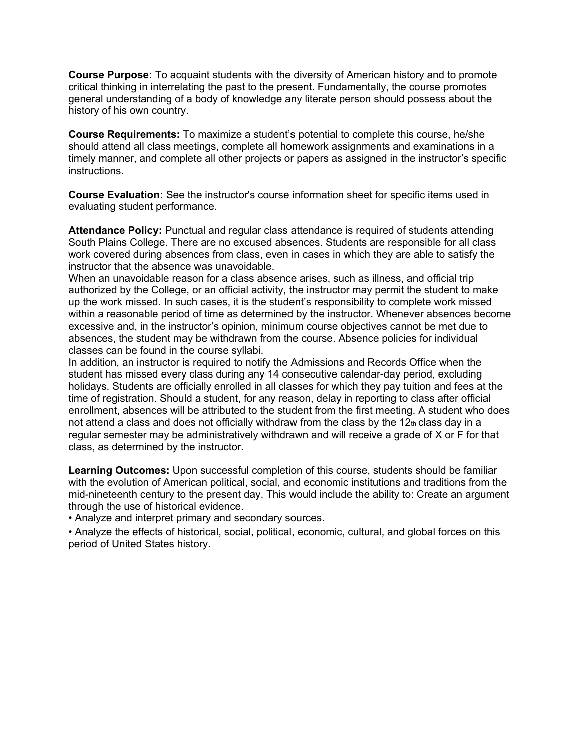**Course Purpose:** To acquaint students with the diversity of American history and to promote critical thinking in interrelating the past to the present. Fundamentally, the course promotes general understanding of a body of knowledge any literate person should possess about the history of his own country.

**Course Requirements:** To maximize a student's potential to complete this course, he/she should attend all class meetings, complete all homework assignments and examinations in a timely manner, and complete all other projects or papers as assigned in the instructor's specific instructions.

**Course Evaluation:** See the instructor's course information sheet for specific items used in evaluating student performance.

**Attendance Policy:** Punctual and regular class attendance is required of students attending South Plains College. There are no excused absences. Students are responsible for all class work covered during absences from class, even in cases in which they are able to satisfy the instructor that the absence was unavoidable.

When an unavoidable reason for a class absence arises, such as illness, and official trip authorized by the College, or an official activity, the instructor may permit the student to make up the work missed. In such cases, it is the student's responsibility to complete work missed within a reasonable period of time as determined by the instructor. Whenever absences become excessive and, in the instructor's opinion, minimum course objectives cannot be met due to absences, the student may be withdrawn from the course. Absence policies for individual classes can be found in the course syllabi.

In addition, an instructor is required to notify the Admissions and Records Office when the student has missed every class during any 14 consecutive calendar-day period, excluding holidays. Students are officially enrolled in all classes for which they pay tuition and fees at the time of registration. Should a student, for any reason, delay in reporting to class after official enrollment, absences will be attributed to the student from the first meeting. A student who does not attend a class and does not officially withdraw from the class by the 12th class day in a regular semester may be administratively withdrawn and will receive a grade of X or F for that class, as determined by the instructor.

**Learning Outcomes:** Upon successful completion of this course, students should be familiar with the evolution of American political, social, and economic institutions and traditions from the mid-nineteenth century to the present day. This would include the ability to: Create an argument through the use of historical evidence.

- Analyze and interpret primary and secondary sources.
- Analyze the effects of historical, social, political, economic, cultural, and global forces on this period of United States history.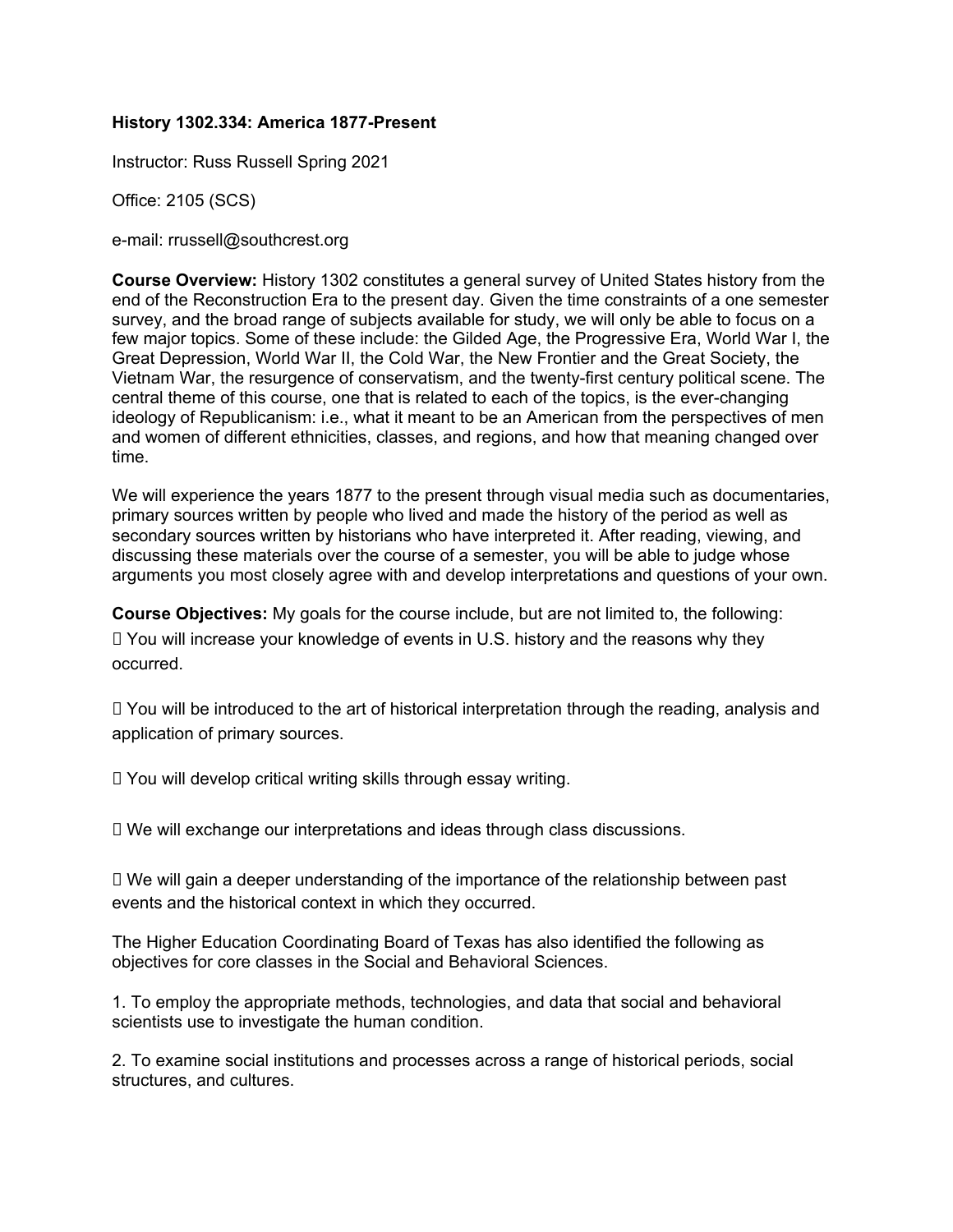**History 1302.334: America 1877-Present**

Instructor: Russ Russell Spring 2021

Office: 2105 (SCS)

e-mail: rrussell@southcrest.org

**Course Overview:** History 1302 constitutes a general survey of United States history from the end of the Reconstruction Era to the present day. Given the time constraints of a one semester survey, and the broad range of subjects available for study, we will only be able to focus on a few major topics. Some of these include: the Gilded Age, the Progressive Era, World War I, the Great Depression, World War II, the Cold War, the New Frontier and the Great Society, the Vietnam War, the resurgence of conservatism, and the twenty-first century political scene. The central theme of this course, one that is related to each of the topics, is the ever-changing ideology of Republicanism: i.e., what it meant to be an American from the perspectives of men and women of different ethnicities, classes, and regions, and how that meaning changed over time.

We will experience the years 1877 to the present through visual media such as documentaries, primary sources written by people who lived and made the history of the period as well as secondary sources written by historians who have interpreted it. After reading, viewing, and discussing these materials over the course of a semester, you will be able to judge whose arguments you most closely agree with and develop interpretations and questions of your own.

**Course Objectives:** My goals for the course include, but are not limited to, the following:

- You will increase your knowledge of events in U.S. history and the reasons why they occurred.
- You will be introduced to the art of historical interpretation through the reading, analysis and application of primary sources.
- You will develop critical writing skills through essay writing.
- We will exchange our interpretations and ideas through class discussions.
- We will gain a deeper understanding of the importance of the relationship between past events and the historical context in which they occurred.

The Higher Education Coordinating Board of Texas has also identified the following as objectives for core classes in the Social and Behavioral Sciences.

1. To employ the appropriate methods, technologies, and data that social and behavioral scientists use to investigate the human condition.

2. To examine social institutions and processes across a range of historical periods, social structures, and cultures.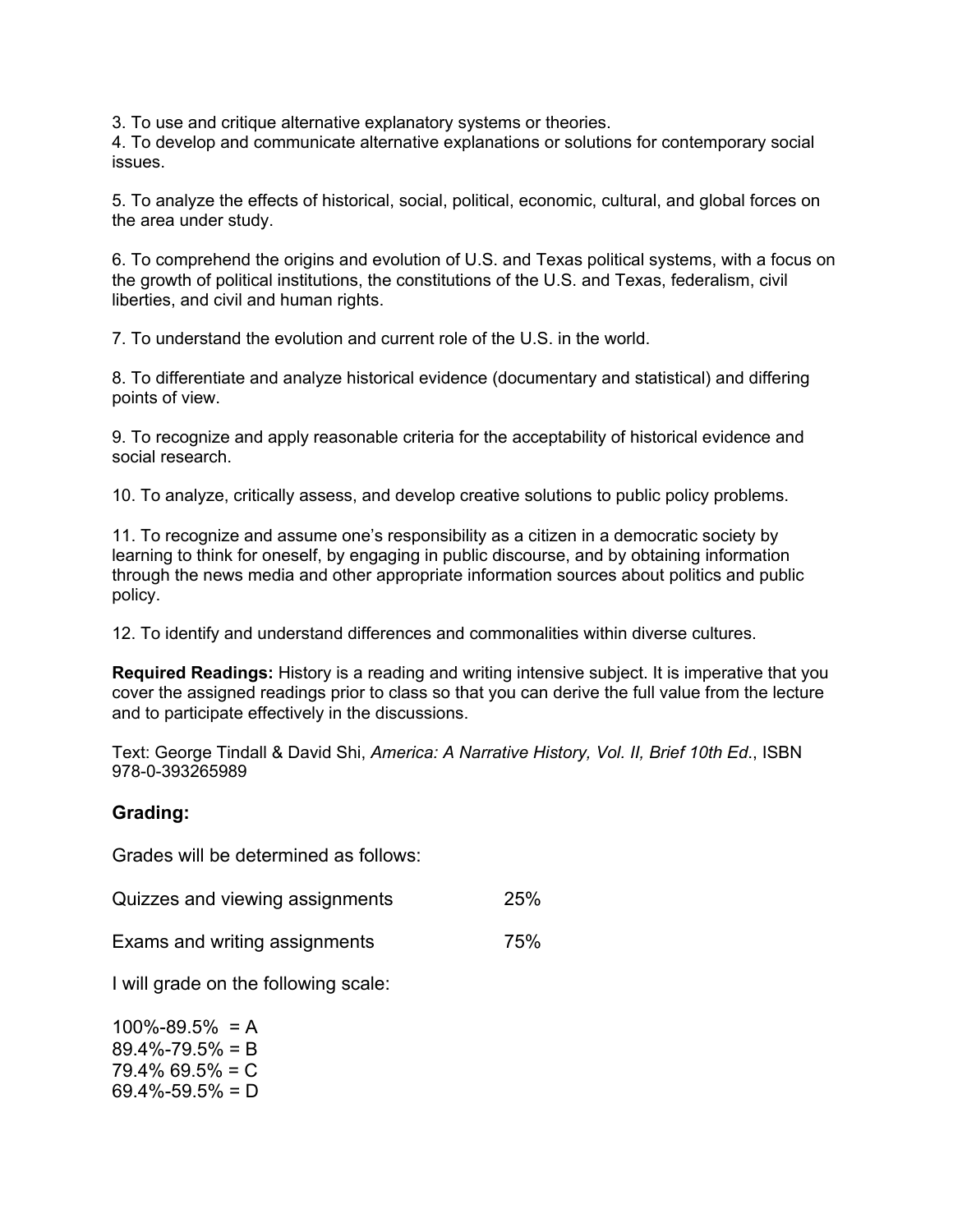3. To use and critique alternative explanatory systems or theories.
4. To develop and communicate alternative explanations or solutions for contemporary social issues.

5. To analyze the effects of historical, social, political, economic, cultural, and global forces on the area under study.

6. To comprehend the origins and evolution of U.S. and Texas political systems, with a focus on the growth of political institutions, the constitutions of the U.S. and Texas, federalism, civil liberties, and civil and human rights.

7. To understand the evolution and current role of the U.S. in the world.

8. To differentiate and analyze historical evidence (documentary and statistical) and differing points of view.

9. To recognize and apply reasonable criteria for the acceptability of historical evidence and social research.

10. To analyze, critically assess, and develop creative solutions to public policy problems.

11. To recognize and assume one's responsibility as a citizen in a democratic society by learning to think for oneself, by engaging in public discourse, and by obtaining information through the news media and other appropriate information sources about politics and public policy.

12. To identify and understand differences and commonalities within diverse cultures.

**Required Readings:** History is a reading and writing intensive subject. It is imperative that you cover the assigned readings prior to class so that you can derive the full value from the lecture and to participate effectively in the discussions.

Text: George Tindall & David Shi, *America: A Narrative History, Vol. II, Brief 10th Ed*., ISBN 978-0-393265989

### Grading:

Grades will be determined as follows:

| | |
|---|---|
| Quizzes and viewing assignments | 25% |
| Exams and writing assignments | 75% |

I will grade on the following scale:

100%-89.5% = A
89.4%-79.5% = B
79.4% 69.5% = C
69.4%-59.5% = D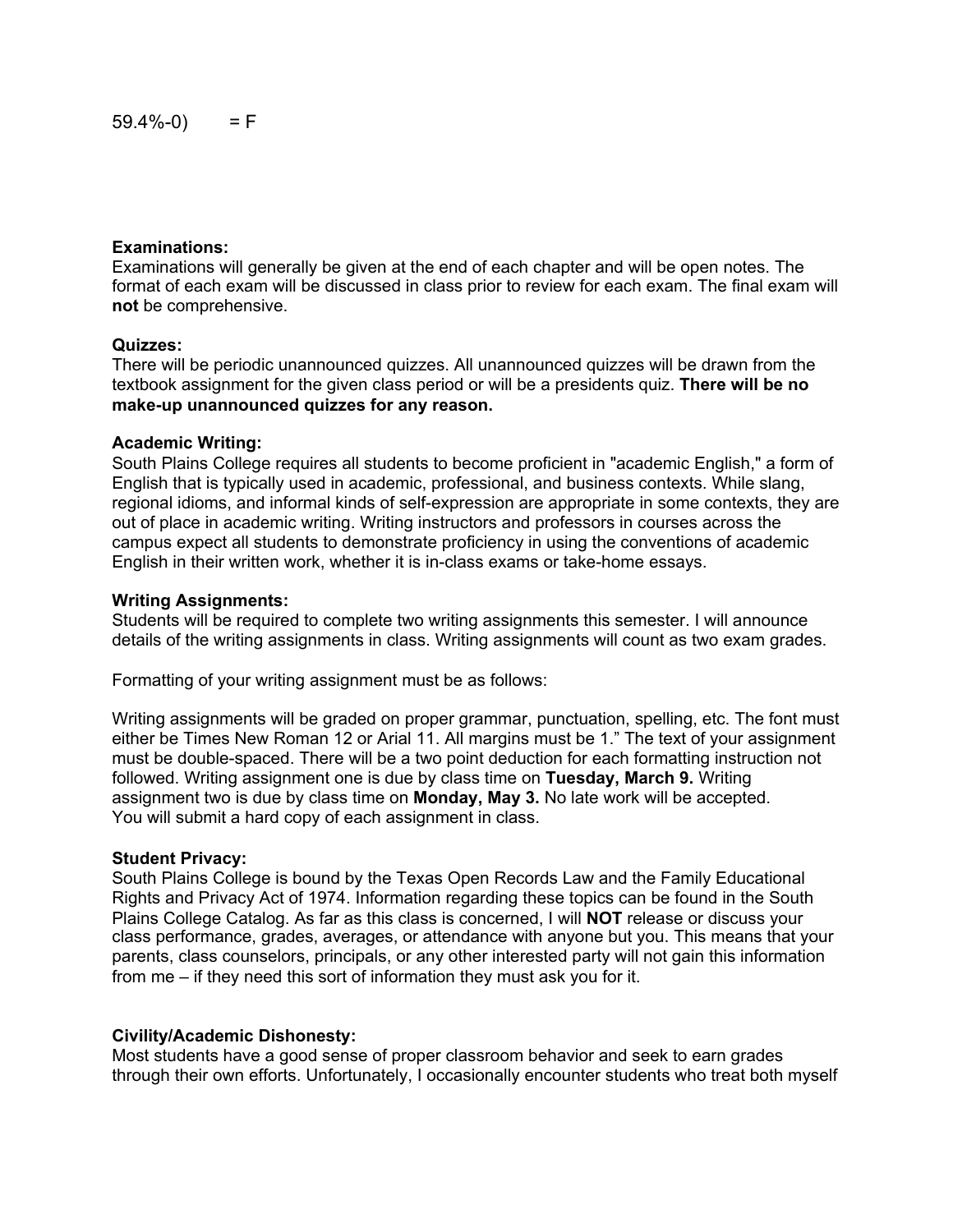59.4%-0) = F

**Examinations:**
Examinations will generally be given at the end of each chapter and will be open notes. The format of each exam will be discussed in class prior to review for each exam. The final exam will **not** be comprehensive.

**Quizzes:**
There will be periodic unannounced quizzes. All unannounced quizzes will be drawn from the textbook assignment for the given class period or will be a presidents quiz. **There will be no make-up unannounced quizzes for any reason.**

**Academic Writing:**
South Plains College requires all students to become proficient in "academic English," a form of English that is typically used in academic, professional, and business contexts. While slang, regional idioms, and informal kinds of self-expression are appropriate in some contexts, they are out of place in academic writing. Writing instructors and professors in courses across the campus expect all students to demonstrate proficiency in using the conventions of academic English in their written work, whether it is in-class exams or take-home essays.

**Writing Assignments:**
Students will be required to complete two writing assignments this semester. I will announce details of the writing assignments in class. Writing assignments will count as two exam grades.

Formatting of your writing assignment must be as follows:

Writing assignments will be graded on proper grammar, punctuation, spelling, etc. The font must either be Times New Roman 12 or Arial 11. All margins must be 1." The text of your assignment must be double-spaced. There will be a two point deduction for each formatting instruction not followed. Writing assignment one is due by class time on **Tuesday, March 9.** Writing assignment two is due by class time on **Monday, May 3.** No late work will be accepted. You will submit a hard copy of each assignment in class.

**Student Privacy:**
South Plains College is bound by the Texas Open Records Law and the Family Educational Rights and Privacy Act of 1974. Information regarding these topics can be found in the South Plains College Catalog. As far as this class is concerned, I will **NOT** release or discuss your class performance, grades, averages, or attendance with anyone but you. This means that your parents, class counselors, principals, or any other interested party will not gain this information from me – if they need this sort of information they must ask you for it.

**Civility/Academic Dishonesty:**
Most students have a good sense of proper classroom behavior and seek to earn grades through their own efforts. Unfortunately, I occasionally encounter students who treat both myself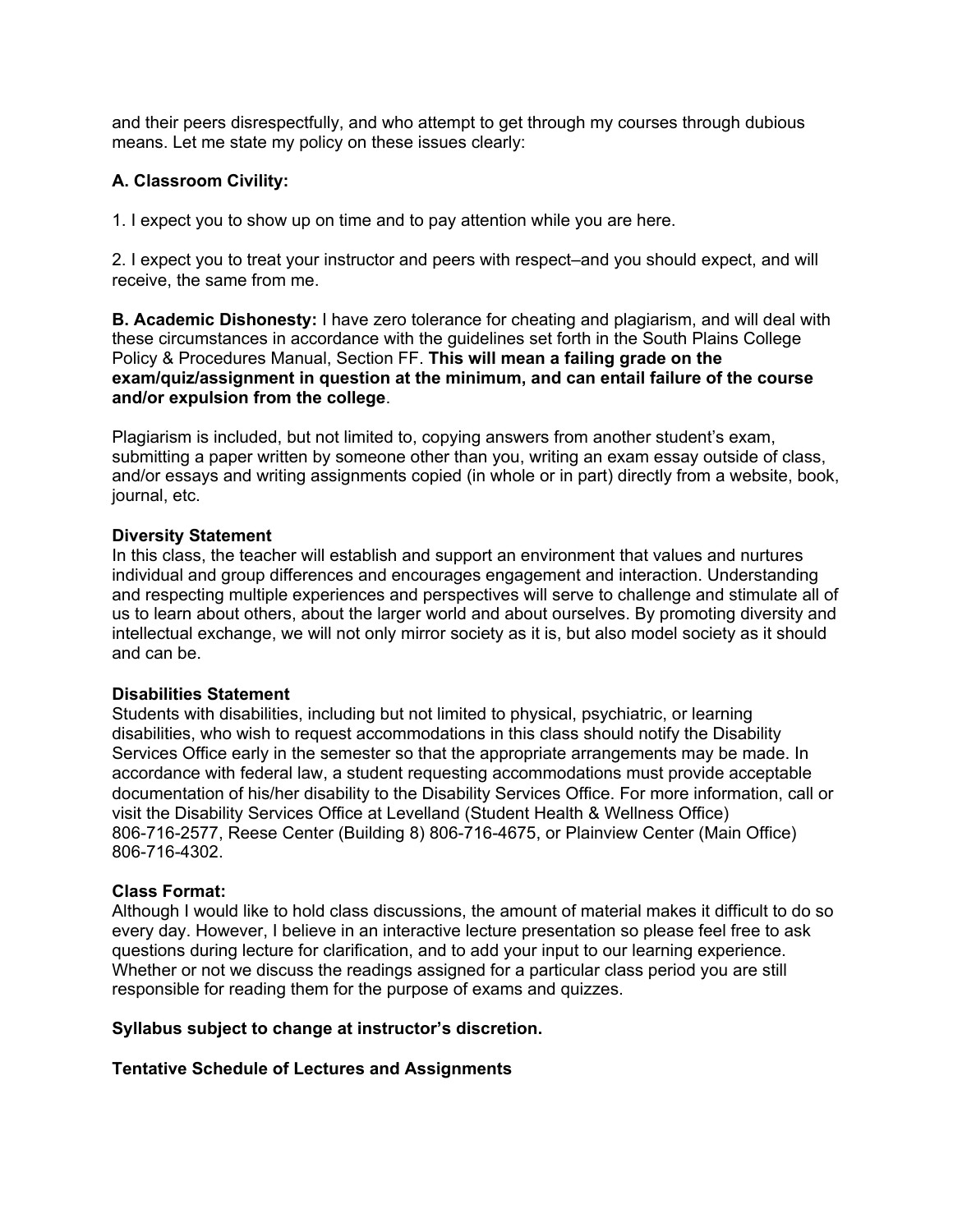and their peers disrespectfully, and who attempt to get through my courses through dubious means. Let me state my policy on these issues clearly:

**A. Classroom Civility:**

1. I expect you to show up on time and to pay attention while you are here.

2. I expect you to treat your instructor and peers with respect–and you should expect, and will receive, the same from me.

**B. Academic Dishonesty:** I have zero tolerance for cheating and plagiarism, and will deal with these circumstances in accordance with the guidelines set forth in the South Plains College Policy & Procedures Manual, Section FF. **This will mean a failing grade on the exam/quiz/assignment in question at the minimum, and can entail failure of the course and/or expulsion from the college**.

Plagiarism is included, but not limited to, copying answers from another student's exam, submitting a paper written by someone other than you, writing an exam essay outside of class, and/or essays and writing assignments copied (in whole or in part) directly from a website, book, journal, etc.

**Diversity Statement**
In this class, the teacher will establish and support an environment that values and nurtures individual and group differences and encourages engagement and interaction. Understanding and respecting multiple experiences and perspectives will serve to challenge and stimulate all of us to learn about others, about the larger world and about ourselves. By promoting diversity and intellectual exchange, we will not only mirror society as it is, but also model society as it should and can be.

**Disabilities Statement**
Students with disabilities, including but not limited to physical, psychiatric, or learning disabilities, who wish to request accommodations in this class should notify the Disability Services Office early in the semester so that the appropriate arrangements may be made. In accordance with federal law, a student requesting accommodations must provide acceptable documentation of his/her disability to the Disability Services Office. For more information, call or visit the Disability Services Office at Levelland (Student Health & Wellness Office) 806-716-2577, Reese Center (Building 8) 806-716-4675, or Plainview Center (Main Office) 806-716-4302.

**Class Format:**
Although I would like to hold class discussions, the amount of material makes it difficult to do so every day. However, I believe in an interactive lecture presentation so please feel free to ask questions during lecture for clarification, and to add your input to our learning experience. Whether or not we discuss the readings assigned for a particular class period you are still responsible for reading them for the purpose of exams and quizzes.

**Syllabus subject to change at instructor's discretion.**

**Tentative Schedule of Lectures and Assignments**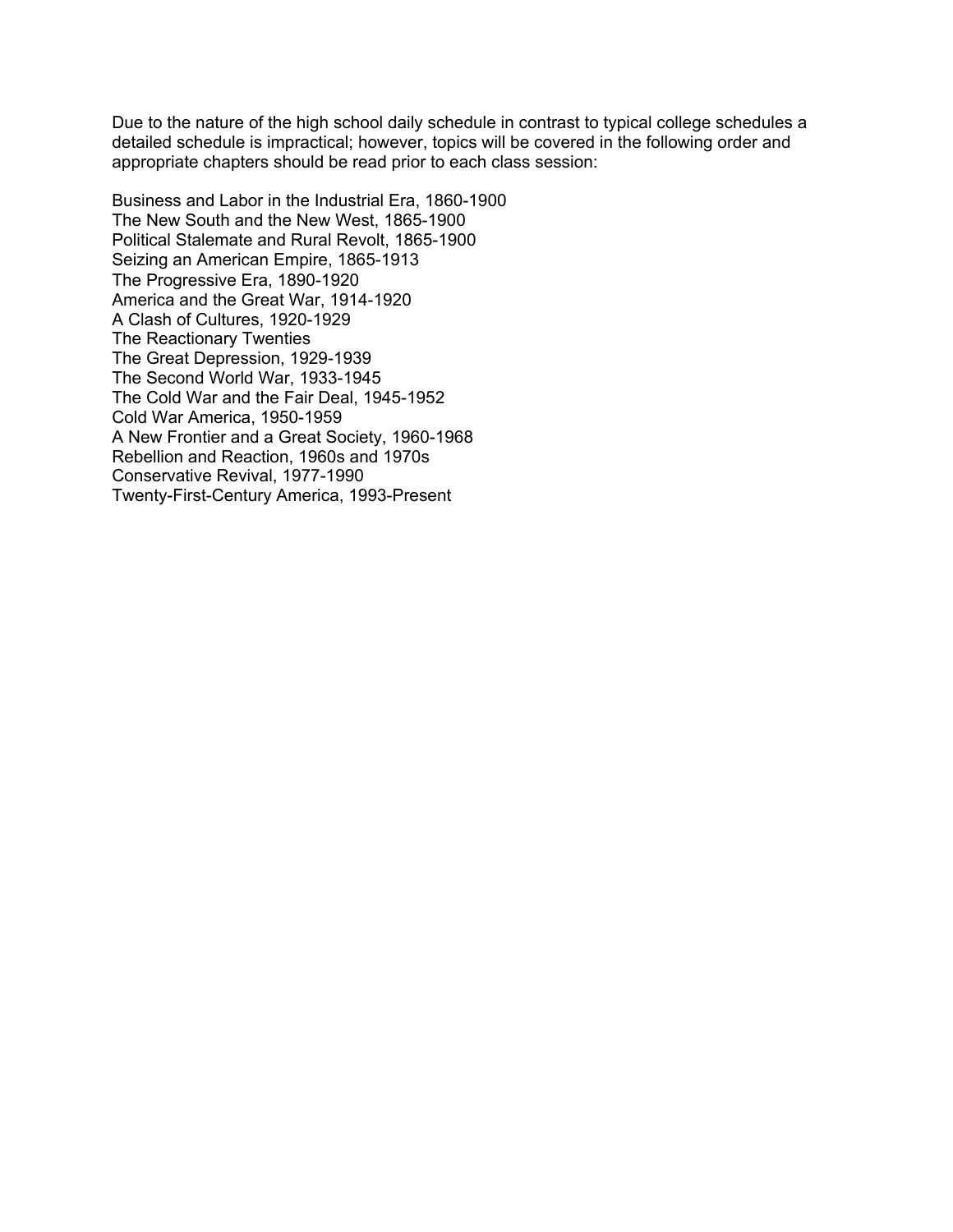Due to the nature of the high school daily schedule in contrast to typical college schedules a detailed schedule is impractical; however, topics will be covered in the following order and appropriate chapters should be read prior to each class session:

Business and Labor in the Industrial Era, 1860-1900
The New South and the New West, 1865-1900
Political Stalemate and Rural Revolt, 1865-1900
Seizing an American Empire, 1865-1913
The Progressive Era, 1890-1920
America and the Great War, 1914-1920
A Clash of Cultures, 1920-1929
The Reactionary Twenties
The Great Depression, 1929-1939
The Second World War, 1933-1945
The Cold War and the Fair Deal, 1945-1952
Cold War America, 1950-1959
A New Frontier and a Great Society, 1960-1968
Rebellion and Reaction, 1960s and 1970s
Conservative Revival, 1977-1990
Twenty-First-Century America, 1993-Present